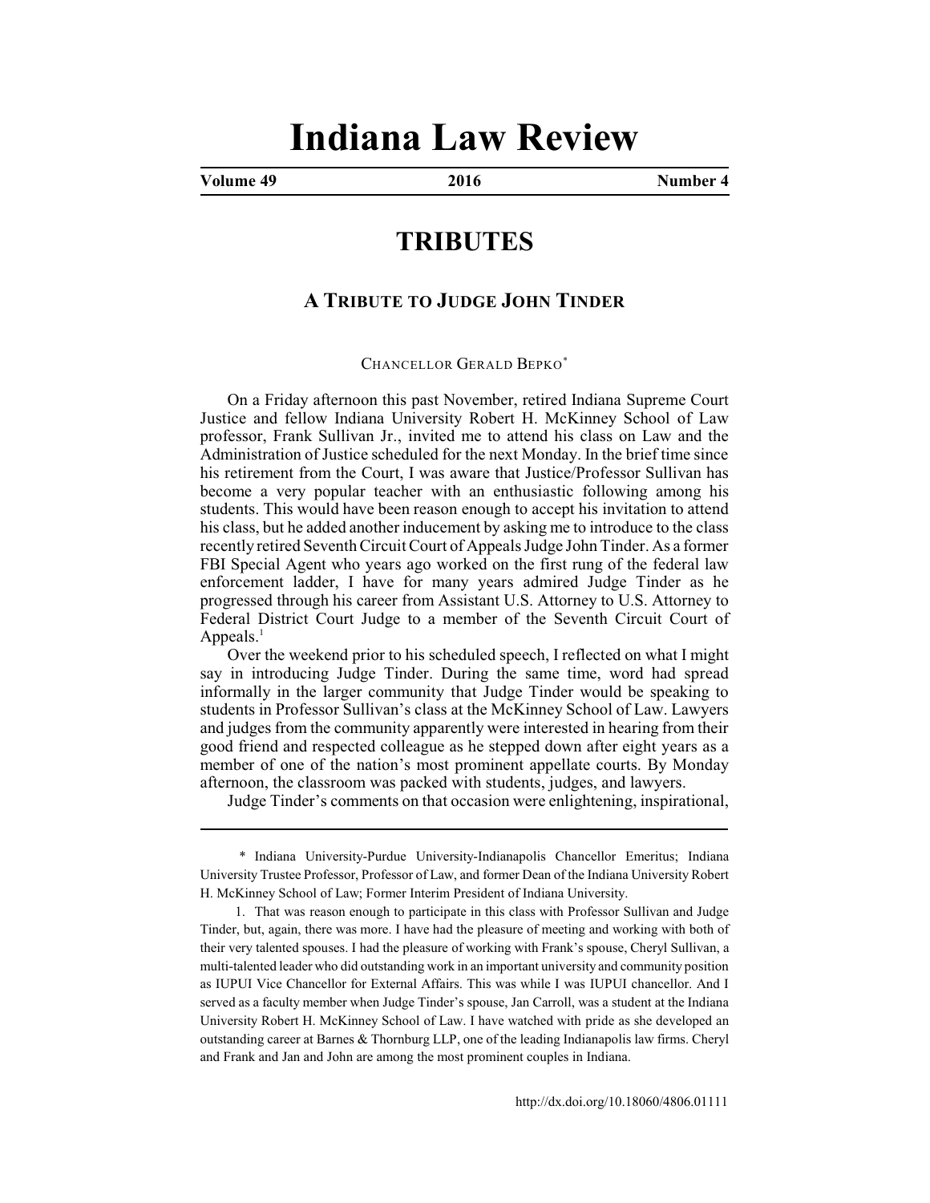# Indiana Law Review

## TRIBUTES

### A TRIBUTE TO JUDGE JOHN TINDER

CHANCELLOR GERALD BEPKO*

On a Friday afternoon this past November, retired Indiana Supreme Court Justice and fellow Indiana University Robert H. McKinney School of Law professor, Frank Sullivan Jr., invited me to attend his class on Law and the Administration of Justice scheduled for the next Monday. In the brief time since his retirement from the Court, I was aware that Justice/Professor Sullivan has become a very popular teacher with an enthusiastic following among his students. This would have been reason enough to accept his invitation to attend his class, but he added another inducement by asking me to introduce to the class recently retired Seventh Circuit Court of Appeals Judge John Tinder. As a former FBI Special Agent who years ago worked on the first rung of the federal law enforcement ladder, I have for many years admired Judge Tinder as he progressed through his career from Assistant U.S. Attorney to U.S. Attorney to Federal District Court Judge to a member of the Seventh Circuit Court of Appeals.[1]

Over the weekend prior to his scheduled speech, I reflected on what I might say in introducing Judge Tinder. During the same time, word had spread informally in the larger community that Judge Tinder would be speaking to students in Professor Sullivan's class at the McKinney School of Law. Lawyers and judges from the community apparently were interested in hearing from their good friend and respected colleague as he stepped down after eight years as a member of one of the nation's most prominent appellate courts. By Monday afternoon, the classroom was packed with students, judges, and lawyers.

Judge Tinder's comments on that occasion were enlightening, inspirational,

---

\* Indiana University-Purdue University-Indianapolis Chancellor Emeritus; Indiana University Trustee Professor, Professor of Law, and former Dean of the Indiana University Robert H. McKinney School of Law; Former Interim President of Indiana University.

1. That was reason enough to participate in this class with Professor Sullivan and Judge Tinder, but, again, there was more. I have had the pleasure of meeting and working with both of their very talented spouses. I had the pleasure of working with Frank's spouse, Cheryl Sullivan, a multi-talented leader who did outstanding work in an important university and community position as IUPUI Vice Chancellor for External Affairs. This was while I was IUPUI chancellor. And I served as a faculty member when Judge Tinder's spouse, Jan Carroll, was a student at the Indiana University Robert H. McKinney School of Law. I have watched with pride as she developed an outstanding career at Barnes & Thornburg LLP, one of the leading Indianapolis law firms. Cheryl and Frank and Jan and John are among the most prominent couples in Indiana.

http://dx.doi.org/10.18060/4806.01111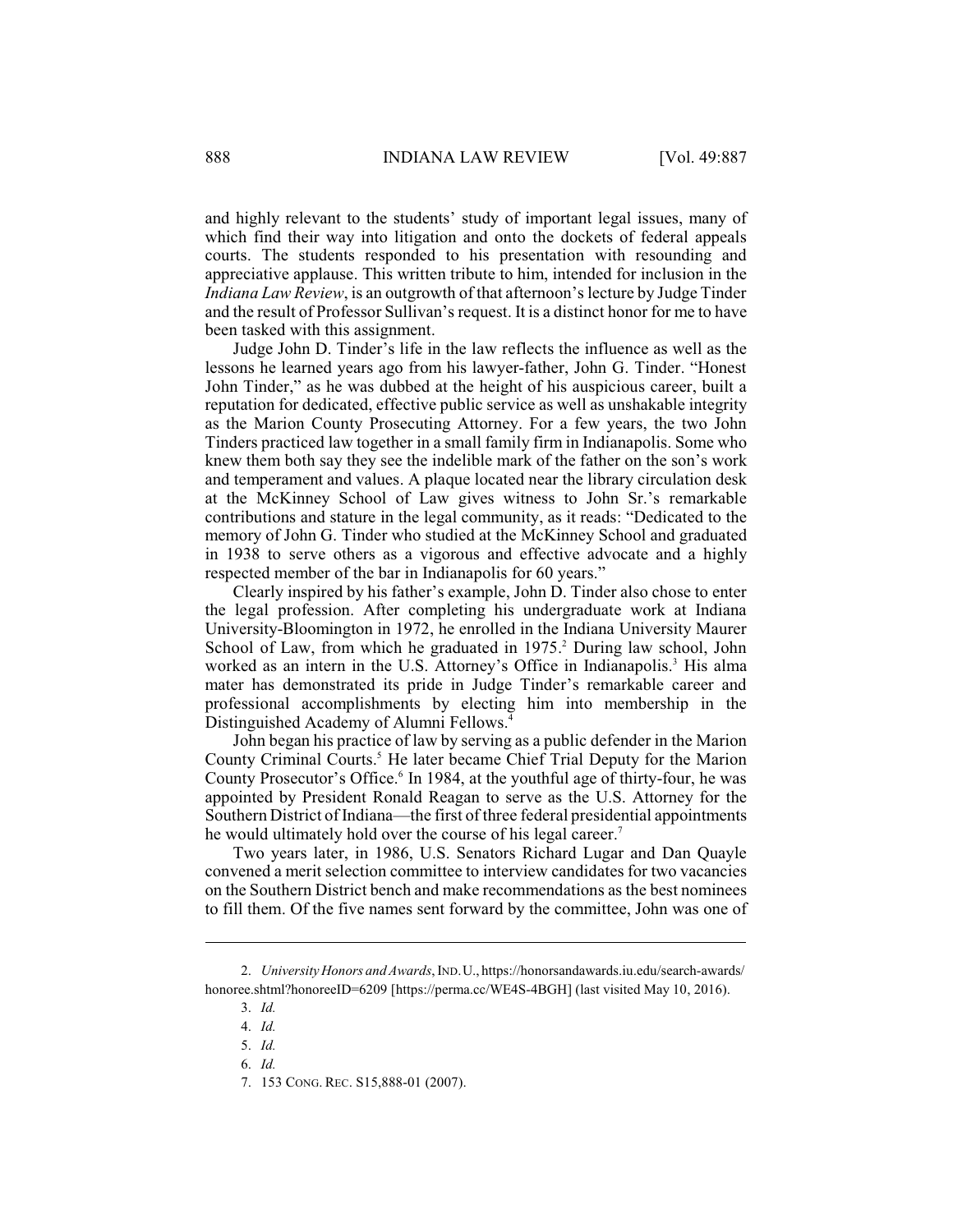and highly relevant to the students' study of important legal issues, many of which find their way into litigation and onto the dockets of federal appeals courts. The students responded to his presentation with resounding and appreciative applause. This written tribute to him, intended for inclusion in the *Indiana Law Review*, is an outgrowth of that afternoon's lecture by Judge Tinder and the result of Professor Sullivan's request. It is a distinct honor for me to have been tasked with this assignment.

Judge John D. Tinder's life in the law reflects the influence as well as the lessons he learned years ago from his lawyer-father, John G. Tinder. "Honest John Tinder," as he was dubbed at the height of his auspicious career, built a reputation for dedicated, effective public service as well as unshakable integrity as the Marion County Prosecuting Attorney. For a few years, the two John Tinders practiced law together in a small family firm in Indianapolis. Some who knew them both say they see the indelible mark of the father on the son's work and temperament and values. A plaque located near the library circulation desk at the McKinney School of Law gives witness to John Sr.'s remarkable contributions and stature in the legal community, as it reads: "Dedicated to the memory of John G. Tinder who studied at the McKinney School and graduated in 1938 to serve others as a vigorous and effective advocate and a highly respected member of the bar in Indianapolis for 60 years."

Clearly inspired by his father's example, John D. Tinder also chose to enter the legal profession. After completing his undergraduate work at Indiana University-Bloomington in 1972, he enrolled in the Indiana University Maurer School of Law, from which he graduated in 1975.[2] During law school, John worked as an intern in the U.S. Attorney's Office in Indianapolis.[3] His alma mater has demonstrated its pride in Judge Tinder's remarkable career and professional accomplishments by electing him into membership in the Distinguished Academy of Alumni Fellows.[4]

John began his practice of law by serving as a public defender in the Marion County Criminal Courts.[5] He later became Chief Trial Deputy for the Marion County Prosecutor's Office.[6] In 1984, at the youthful age of thirty-four, he was appointed by President Ronald Reagan to serve as the U.S. Attorney for the Southern District of Indiana—the first of three federal presidential appointments he would ultimately hold over the course of his legal career.[7]

Two years later, in 1986, U.S. Senators Richard Lugar and Dan Quayle convened a merit selection committee to interview candidates for two vacancies on the Southern District bench and make recommendations as the best nominees to fill them. Of the five names sent forward by the committee, John was one of

---

2. *University Honors and Awards*, IND. U., https://honorsandawards.iu.edu/search-awards/honoree.shtml?honoreeID=6209 [https://perma.cc/WE4S-4BGH] (last visited May 10, 2016).

3. *Id.*

4. *Id.*

5. *Id.*

6. *Id.*

7. 153 CONG. REC. S15,888-01 (2007).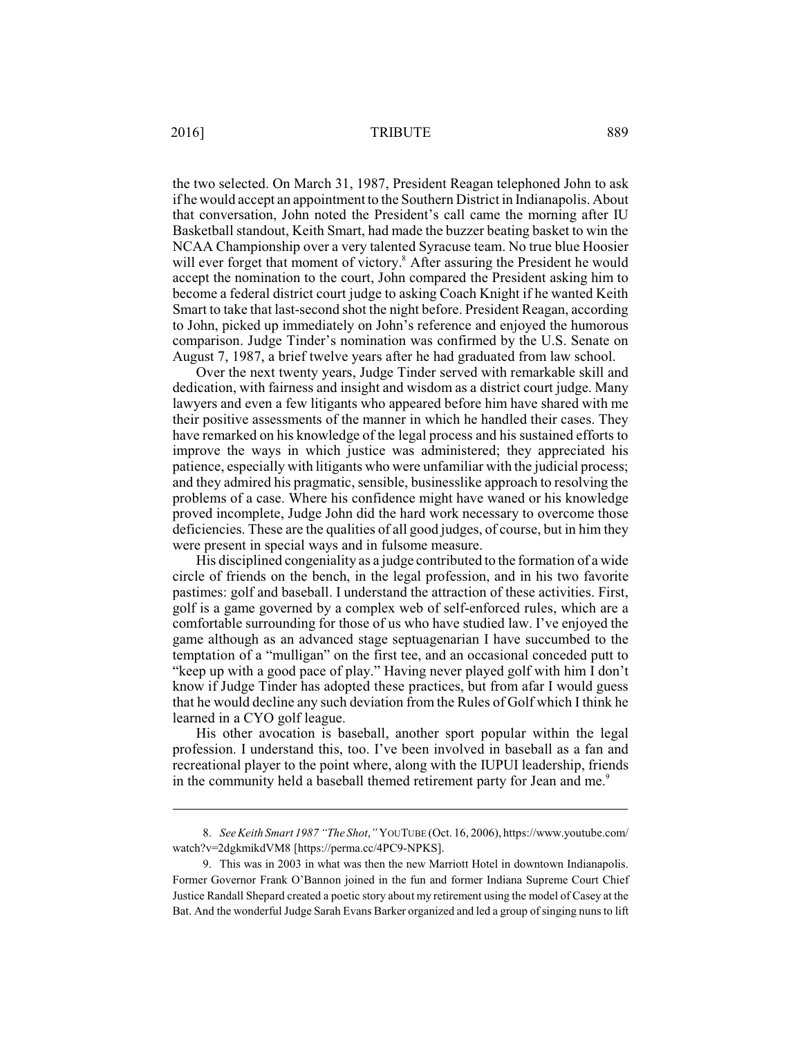the two selected. On March 31, 1987, President Reagan telephoned John to ask if he would accept an appointment to the Southern District in Indianapolis. About that conversation, John noted the President's call came the morning after IU Basketball standout, Keith Smart, had made the buzzer beating basket to win the NCAA Championship over a very talented Syracuse team. No true blue Hoosier will ever forget that moment of victory.[8] After assuring the President he would accept the nomination to the court, John compared the President asking him to become a federal district court judge to asking Coach Knight if he wanted Keith Smart to take that last-second shot the night before. President Reagan, according to John, picked up immediately on John's reference and enjoyed the humorous comparison. Judge Tinder's nomination was confirmed by the U.S. Senate on August 7, 1987, a brief twelve years after he had graduated from law school.

Over the next twenty years, Judge Tinder served with remarkable skill and dedication, with fairness and insight and wisdom as a district court judge. Many lawyers and even a few litigants who appeared before him have shared with me their positive assessments of the manner in which he handled their cases. They have remarked on his knowledge of the legal process and his sustained efforts to improve the ways in which justice was administered; they appreciated his patience, especially with litigants who were unfamiliar with the judicial process; and they admired his pragmatic, sensible, businesslike approach to resolving the problems of a case. Where his confidence might have waned or his knowledge proved incomplete, Judge John did the hard work necessary to overcome those deficiencies. These are the qualities of all good judges, of course, but in him they were present in special ways and in fulsome measure.

His disciplined congeniality as a judge contributed to the formation of a wide circle of friends on the bench, in the legal profession, and in his two favorite pastimes: golf and baseball. I understand the attraction of these activities. First, golf is a game governed by a complex web of self-enforced rules, which are a comfortable surrounding for those of us who have studied law. I've enjoyed the game although as an advanced stage septuagenarian I have succumbed to the temptation of a "mulligan" on the first tee, and an occasional conceded putt to "keep up with a good pace of play." Having never played golf with him I don't know if Judge Tinder has adopted these practices, but from afar I would guess that he would decline any such deviation from the Rules of Golf which I think he learned in a CYO golf league.

His other avocation is baseball, another sport popular within the legal profession. I understand this, too. I've been involved in baseball as a fan and recreational player to the point where, along with the IUPUI leadership, friends in the community held a baseball themed retirement party for Jean and me.[9]

---

8. *See Keith Smart 1987 "The Shot*,*"* YOUTUBE (Oct. 16, 2006), https://www.youtube.com/watch?v=2dgkmikdVM8 [https://perma.cc/4PC9-NPKS].

9. This was in 2003 in what was then the new Marriott Hotel in downtown Indianapolis. Former Governor Frank O'Bannon joined in the fun and former Indiana Supreme Court Chief Justice Randall Shepard created a poetic story about my retirement using the model of Casey at the Bat. And the wonderful Judge Sarah Evans Barker organized and led a group of singing nuns to lift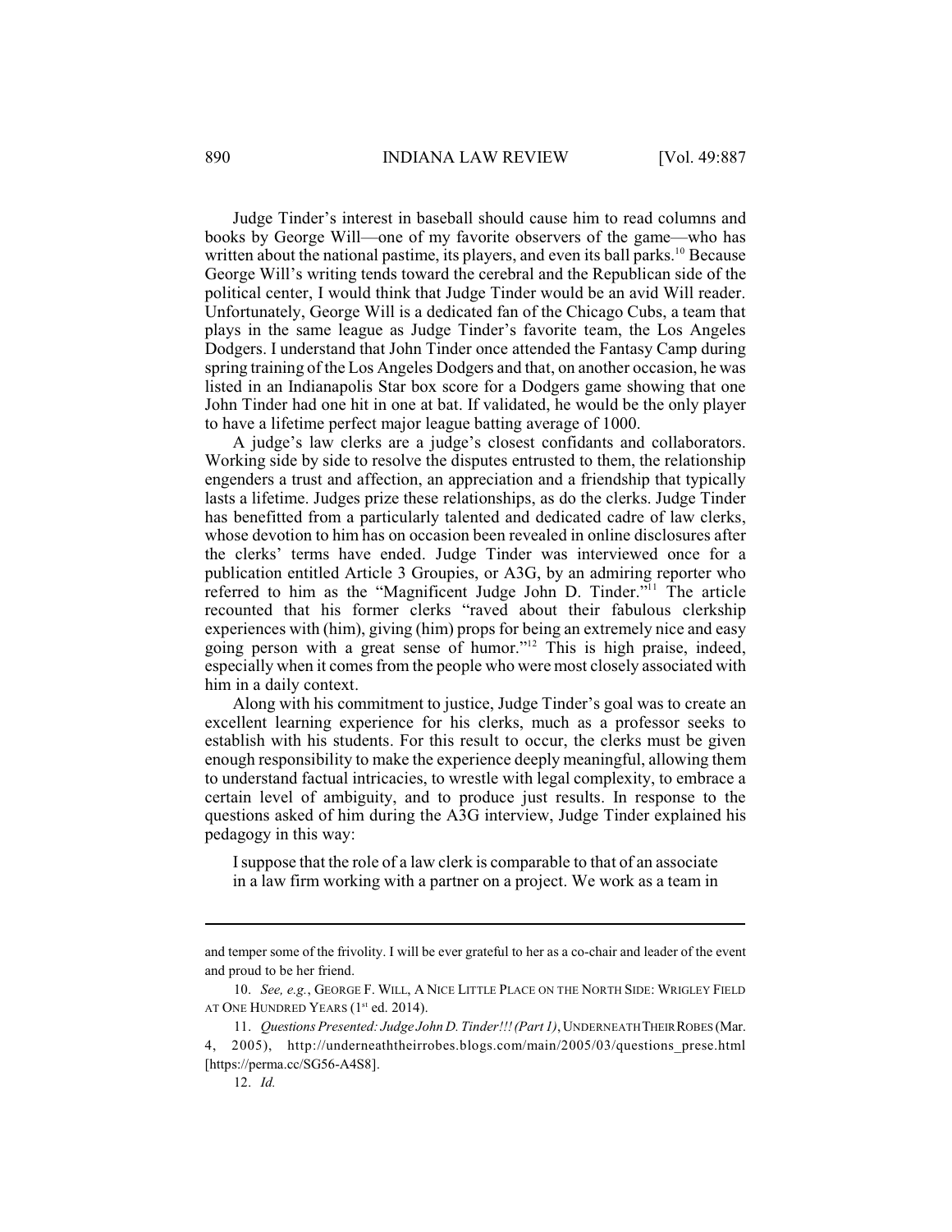Judge Tinder's interest in baseball should cause him to read columns and books by George Will—one of my favorite observers of the game—who has written about the national pastime, its players, and even its ball parks.[10] Because George Will's writing tends toward the cerebral and the Republican side of the political center, I would think that Judge Tinder would be an avid Will reader. Unfortunately, George Will is a dedicated fan of the Chicago Cubs, a team that plays in the same league as Judge Tinder's favorite team, the Los Angeles Dodgers. I understand that John Tinder once attended the Fantasy Camp during spring training of the Los Angeles Dodgers and that, on another occasion, he was listed in an Indianapolis Star box score for a Dodgers game showing that one John Tinder had one hit in one at bat. If validated, he would be the only player to have a lifetime perfect major league batting average of 1000.

A judge's law clerks are a judge's closest confidants and collaborators. Working side by side to resolve the disputes entrusted to them, the relationship engenders a trust and affection, an appreciation and a friendship that typically lasts a lifetime. Judges prize these relationships, as do the clerks. Judge Tinder has benefitted from a particularly talented and dedicated cadre of law clerks, whose devotion to him has on occasion been revealed in online disclosures after the clerks' terms have ended. Judge Tinder was interviewed once for a publication entitled Article 3 Groupies, or A3G, by an admiring reporter who referred to him as the "Magnificent Judge John D. Tinder."[11] The article recounted that his former clerks "raved about their fabulous clerkship experiences with (him), giving (him) props for being an extremely nice and easy going person with a great sense of humor."[12] This is high praise, indeed, especially when it comes from the people who were most closely associated with him in a daily context.

Along with his commitment to justice, Judge Tinder's goal was to create an excellent learning experience for his clerks, much as a professor seeks to establish with his students. For this result to occur, the clerks must be given enough responsibility to make the experience deeply meaningful, allowing them to understand factual intricacies, to wrestle with legal complexity, to embrace a certain level of ambiguity, and to produce just results. In response to the questions asked of him during the A3G interview, Judge Tinder explained his pedagogy in this way:

> I suppose that the role of a law clerk is comparable to that of an associate in a law firm working with a partner on a project. We work as a team in

---

and temper some of the frivolity. I will be ever grateful to her as a co-chair and leader of the event and proud to be her friend.

10. *See, e.g.*, GEORGE F. WILL, A NICE LITTLE PLACE ON THE NORTH SIDE: WRIGLEY FIELD AT ONE HUNDRED YEARS (1st ed. 2014).

11. *Questions Presented: Judge John D. Tinder!!! (Part 1)*, UNDERNEATH THEIR ROBES (Mar. 4, 2005), http://underneaththeirrobes.blogs.com/main/2005/03/questions_prese.html [https://perma.cc/SG56-A4S8].

12. *Id.*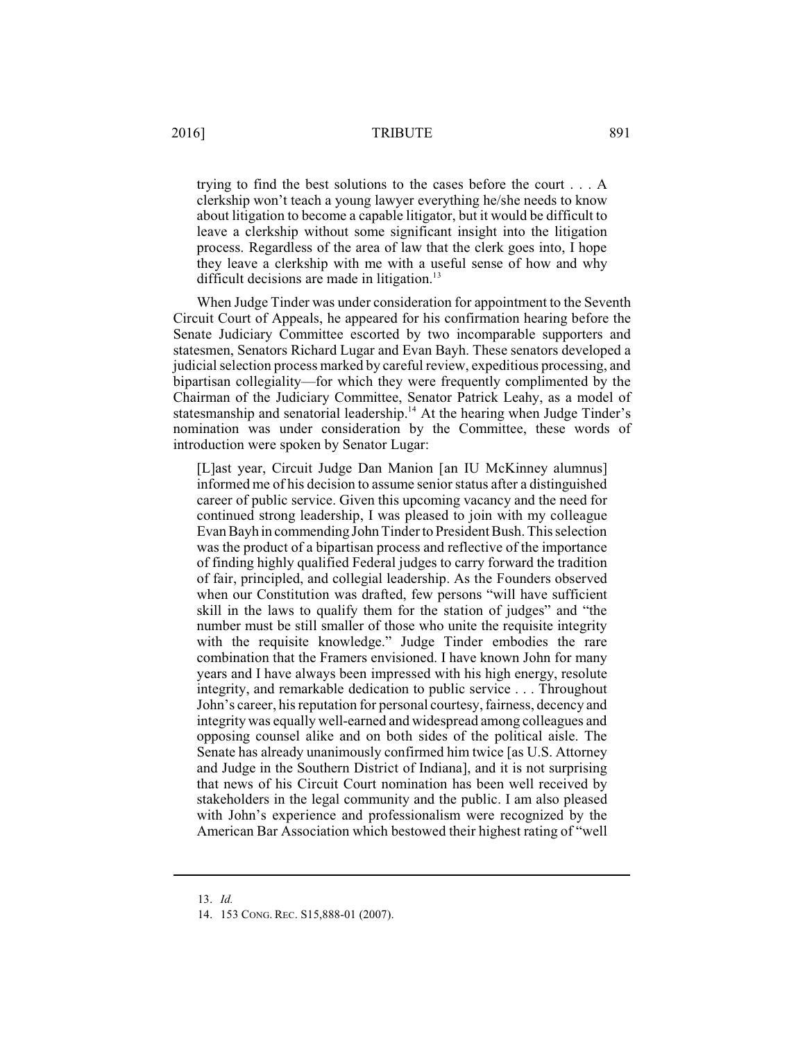> trying to find the best solutions to the cases before the court . . . A clerkship won't teach a young lawyer everything he/she needs to know about litigation to become a capable litigator, but it would be difficult to leave a clerkship without some significant insight into the litigation process. Regardless of the area of law that the clerk goes into, I hope they leave a clerkship with me with a useful sense of how and why difficult decisions are made in litigation.[13]

When Judge Tinder was under consideration for appointment to the Seventh Circuit Court of Appeals, he appeared for his confirmation hearing before the Senate Judiciary Committee escorted by two incomparable supporters and statesmen, Senators Richard Lugar and Evan Bayh. These senators developed a judicial selection process marked by careful review, expeditious processing, and bipartisan collegiality—for which they were frequently complimented by the Chairman of the Judiciary Committee, Senator Patrick Leahy, as a model of statesmanship and senatorial leadership.[14] At the hearing when Judge Tinder's nomination was under consideration by the Committee, these words of introduction were spoken by Senator Lugar:

> [L]ast year, Circuit Judge Dan Manion [an IU McKinney alumnus] informed me of his decision to assume senior status after a distinguished career of public service. Given this upcoming vacancy and the need for continued strong leadership, I was pleased to join with my colleague Evan Bayh in commending John Tinder to President Bush. This selection was the product of a bipartisan process and reflective of the importance of finding highly qualified Federal judges to carry forward the tradition of fair, principled, and collegial leadership. As the Founders observed when our Constitution was drafted, few persons "will have sufficient skill in the laws to qualify them for the station of judges" and "the number must be still smaller of those who unite the requisite integrity with the requisite knowledge." Judge Tinder embodies the rare combination that the Framers envisioned. I have known John for many years and I have always been impressed with his high energy, resolute integrity, and remarkable dedication to public service . . . Throughout John's career, his reputation for personal courtesy, fairness, decency and integrity was equally well-earned and widespread among colleagues and opposing counsel alike and on both sides of the political aisle. The Senate has already unanimously confirmed him twice [as U.S. Attorney and Judge in the Southern District of Indiana], and it is not surprising that news of his Circuit Court nomination has been well received by stakeholders in the legal community and the public. I am also pleased with John's experience and professionalism were recognized by the American Bar Association which bestowed their highest rating of "well

---

13. *Id.*

14. 153 CONG. REC. S15,888-01 (2007).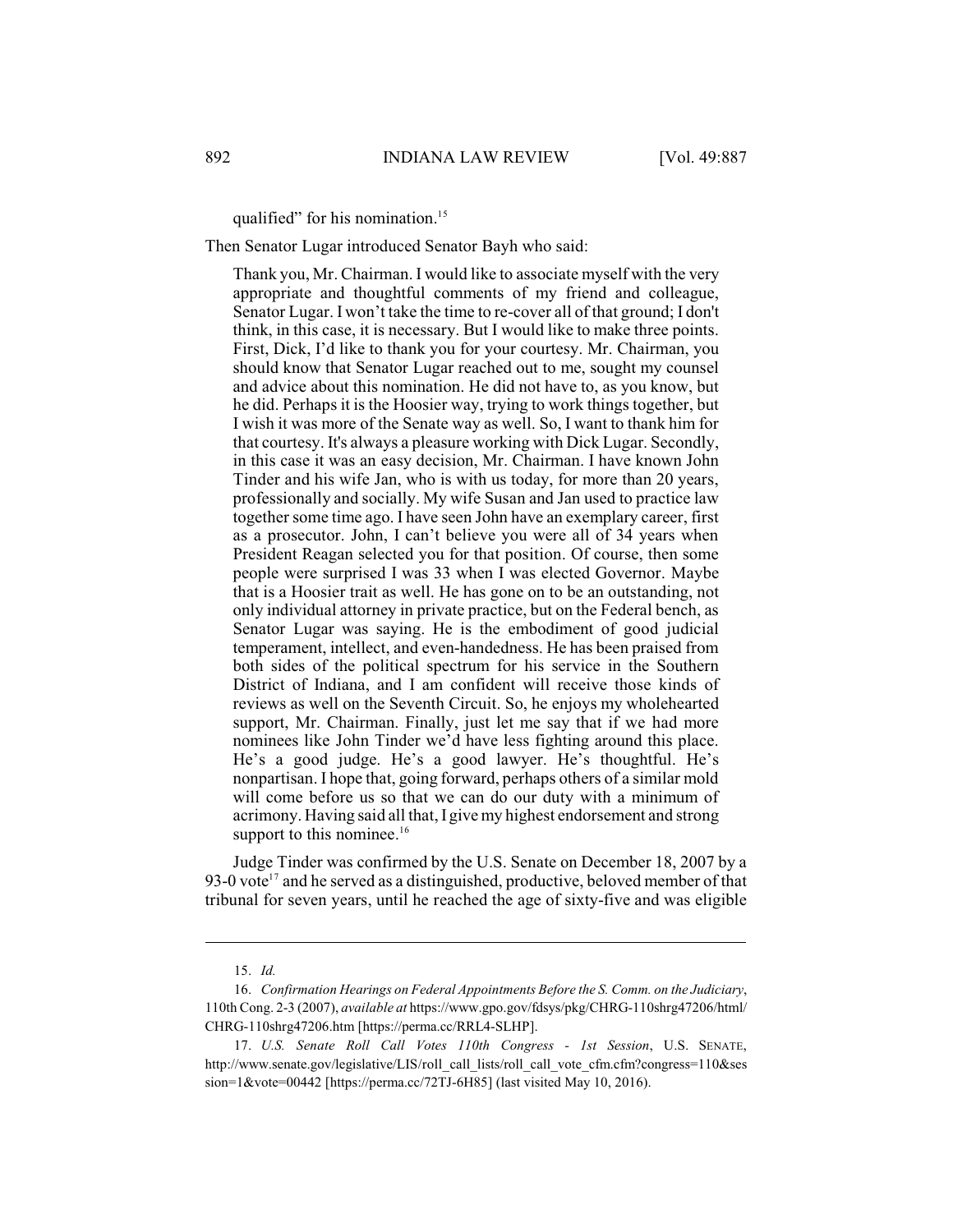qualified" for his nomination.[15]

Then Senator Lugar introduced Senator Bayh who said:

> Thank you, Mr. Chairman. I would like to associate myself with the very appropriate and thoughtful comments of my friend and colleague, Senator Lugar. I won't take the time to re-cover all of that ground; I don't think, in this case, it is necessary. But I would like to make three points. First, Dick, I'd like to thank you for your courtesy. Mr. Chairman, you should know that Senator Lugar reached out to me, sought my counsel and advice about this nomination. He did not have to, as you know, but he did. Perhaps it is the Hoosier way, trying to work things together, but I wish it was more of the Senate way as well. So, I want to thank him for that courtesy. It's always a pleasure working with Dick Lugar. Secondly, in this case it was an easy decision, Mr. Chairman. I have known John Tinder and his wife Jan, who is with us today, for more than 20 years, professionally and socially. My wife Susan and Jan used to practice law together some time ago. I have seen John have an exemplary career, first as a prosecutor. John, I can't believe you were all of 34 years when President Reagan selected you for that position. Of course, then some people were surprised I was 33 when I was elected Governor. Maybe that is a Hoosier trait as well. He has gone on to be an outstanding, not only individual attorney in private practice, but on the Federal bench, as Senator Lugar was saying. He is the embodiment of good judicial temperament, intellect, and even-handedness. He has been praised from both sides of the political spectrum for his service in the Southern District of Indiana, and I am confident will receive those kinds of reviews as well on the Seventh Circuit. So, he enjoys my wholehearted support, Mr. Chairman. Finally, just let me say that if we had more nominees like John Tinder we'd have less fighting around this place. He's a good judge. He's a good lawyer. He's thoughtful. He's nonpartisan. I hope that, going forward, perhaps others of a similar mold will come before us so that we can do our duty with a minimum of acrimony. Having said all that, I give my highest endorsement and strong support to this nominee.[16]

Judge Tinder was confirmed by the U.S. Senate on December 18, 2007 by a 93-0 vote[17] and he served as a distinguished, productive, beloved member of that tribunal for seven years, until he reached the age of sixty-five and was eligible

---

15. *Id.*

16. *Confirmation Hearings on Federal Appointments Before the S. Comm. on the Judiciary*, 110th Cong. 2-3 (2007), *available at* https://www.gpo.gov/fdsys/pkg/CHRG-110shrg47206/html/CHRG-110shrg47206.htm [https://perma.cc/RRL4-SLHP].

17. *U.S. Senate Roll Call Votes 110th Congress - 1st Session*, U.S. SENATE, http://www.senate.gov/legislative/LIS/roll_call_lists/roll_call_vote_cfm.cfm?congress=110&session=1&vote=00442 [https://perma.cc/72TJ-6H85] (last visited May 10, 2016).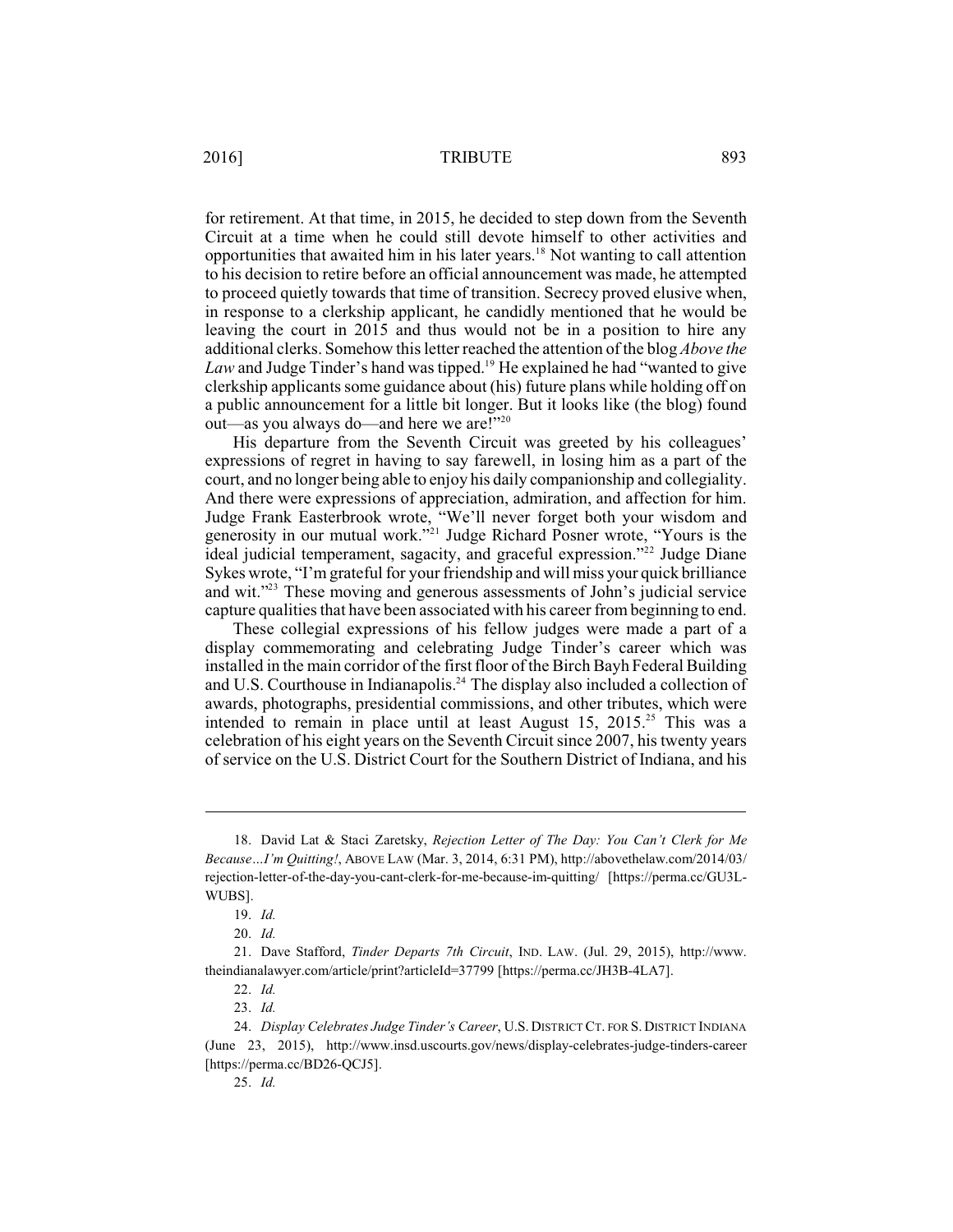for retirement. At that time, in 2015, he decided to step down from the Seventh Circuit at a time when he could still devote himself to other activities and opportunities that awaited him in his later years.[18] Not wanting to call attention to his decision to retire before an official announcement was made, he attempted to proceed quietly towards that time of transition. Secrecy proved elusive when, in response to a clerkship applicant, he candidly mentioned that he would be leaving the court in 2015 and thus would not be in a position to hire any additional clerks. Somehow this letter reached the attention of the blog *Above the Law* and Judge Tinder's hand was tipped.[19] He explained he had "wanted to give clerkship applicants some guidance about (his) future plans while holding off on a public announcement for a little bit longer. But it looks like (the blog) found out—as you always do—and here we are!"[20]

His departure from the Seventh Circuit was greeted by his colleagues' expressions of regret in having to say farewell, in losing him as a part of the court, and no longer being able to enjoy his daily companionship and collegiality. And there were expressions of appreciation, admiration, and affection for him. Judge Frank Easterbrook wrote, "We'll never forget both your wisdom and generosity in our mutual work."[21] Judge Richard Posner wrote, "Yours is the ideal judicial temperament, sagacity, and graceful expression."[22] Judge Diane Sykes wrote, "I'm grateful for your friendship and will miss your quick brilliance and wit."[23] These moving and generous assessments of John's judicial service capture qualities that have been associated with his career from beginning to end.

These collegial expressions of his fellow judges were made a part of a display commemorating and celebrating Judge Tinder's career which was installed in the main corridor of the first floor of the Birch Bayh Federal Building and U.S. Courthouse in Indianapolis.[24] The display also included a collection of awards, photographs, presidential commissions, and other tributes, which were intended to remain in place until at least August 15, 2015.[25] This was a celebration of his eight years on the Seventh Circuit since 2007, his twenty years of service on the U.S. District Court for the Southern District of Indiana, and his

---

18. David Lat & Staci Zaretsky, *Rejection Letter of The Day: You Can't Clerk for Me Because…I'm Quitting!*, ABOVE LAW (Mar. 3, 2014, 6:31 PM), http://abovethelaw.com/2014/03/rejection-letter-of-the-day-you-cant-clerk-for-me-because-im-quitting/ [https://perma.cc/GU3L-WUBS].

19. *Id.*

20. *Id.*

21. Dave Stafford, *Tinder Departs 7th Circuit*, IND. LAW. (Jul. 29, 2015), http://www.theindianalawyer.com/article/print?articleId=37799 [https://perma.cc/JH3B-4LA7].

22. *Id.*

23. *Id.*

24. *Display Celebrates Judge Tinder's Career*, U.S. DISTRICT CT. FOR S. DISTRICT INDIANA (June 23, 2015), http://www.insd.uscourts.gov/news/display-celebrates-judge-tinders-career [https://perma.cc/BD26-QCJ5].

25. *Id.*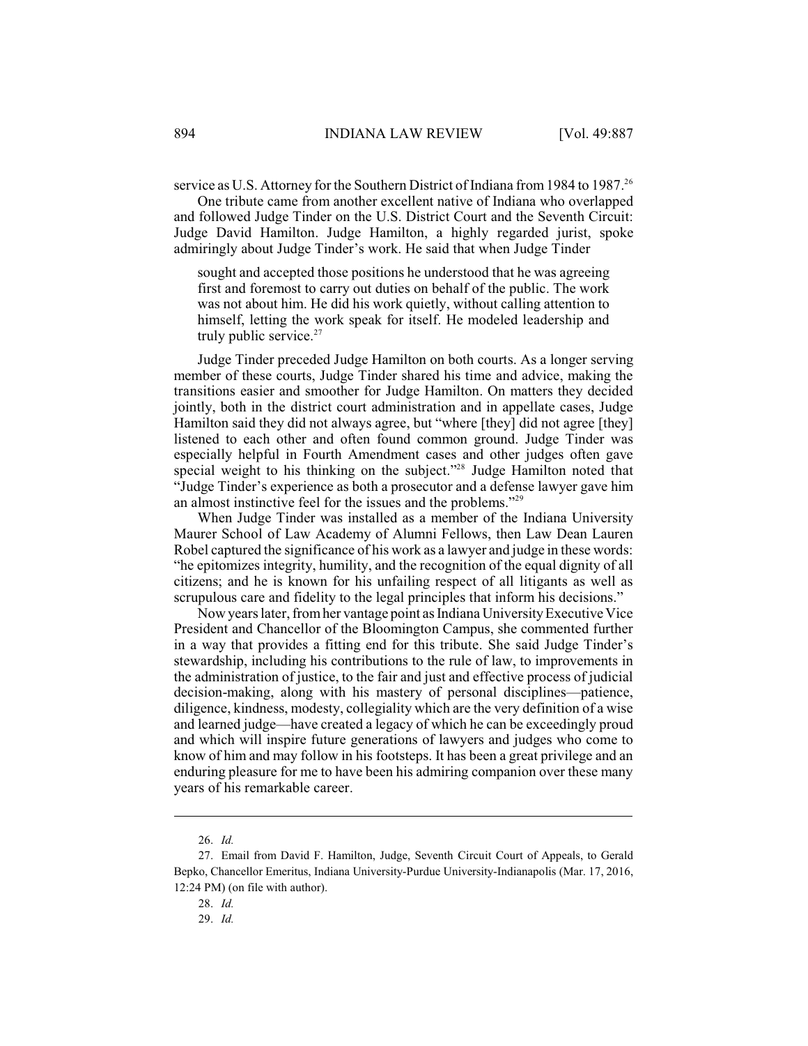service as U.S. Attorney for the Southern District of Indiana from 1984 to 1987.[26]

One tribute came from another excellent native of Indiana who overlapped and followed Judge Tinder on the U.S. District Court and the Seventh Circuit: Judge David Hamilton. Judge Hamilton, a highly regarded jurist, spoke admiringly about Judge Tinder's work. He said that when Judge Tinder

> sought and accepted those positions he understood that he was agreeing first and foremost to carry out duties on behalf of the public. The work was not about him. He did his work quietly, without calling attention to himself, letting the work speak for itself. He modeled leadership and truly public service.[27]

Judge Tinder preceded Judge Hamilton on both courts. As a longer serving member of these courts, Judge Tinder shared his time and advice, making the transitions easier and smoother for Judge Hamilton. On matters they decided jointly, both in the district court administration and in appellate cases, Judge Hamilton said they did not always agree, but "where [they] did not agree [they] listened to each other and often found common ground. Judge Tinder was especially helpful in Fourth Amendment cases and other judges often gave special weight to his thinking on the subject."[28] Judge Hamilton noted that "Judge Tinder's experience as both a prosecutor and a defense lawyer gave him an almost instinctive feel for the issues and the problems."[29]

When Judge Tinder was installed as a member of the Indiana University Maurer School of Law Academy of Alumni Fellows, then Law Dean Lauren Robel captured the significance of his work as a lawyer and judge in these words: "he epitomizes integrity, humility, and the recognition of the equal dignity of all citizens; and he is known for his unfailing respect of all litigants as well as scrupulous care and fidelity to the legal principles that inform his decisions."

Now years later, from her vantage point as Indiana University Executive Vice President and Chancellor of the Bloomington Campus, she commented further in a way that provides a fitting end for this tribute. She said Judge Tinder's stewardship, including his contributions to the rule of law, to improvements in the administration of justice, to the fair and just and effective process of judicial decision-making, along with his mastery of personal disciplines—patience, diligence, kindness, modesty, collegiality which are the very definition of a wise and learned judge—have created a legacy of which he can be exceedingly proud and which will inspire future generations of lawyers and judges who come to know of him and may follow in his footsteps. It has been a great privilege and an enduring pleasure for me to have been his admiring companion over these many years of his remarkable career.

---

26. *Id.*

27. Email from David F. Hamilton, Judge, Seventh Circuit Court of Appeals, to Gerald Bepko, Chancellor Emeritus, Indiana University-Purdue University-Indianapolis (Mar. 17, 2016, 12:24 PM) (on file with author).

28. *Id.*

29. *Id.*